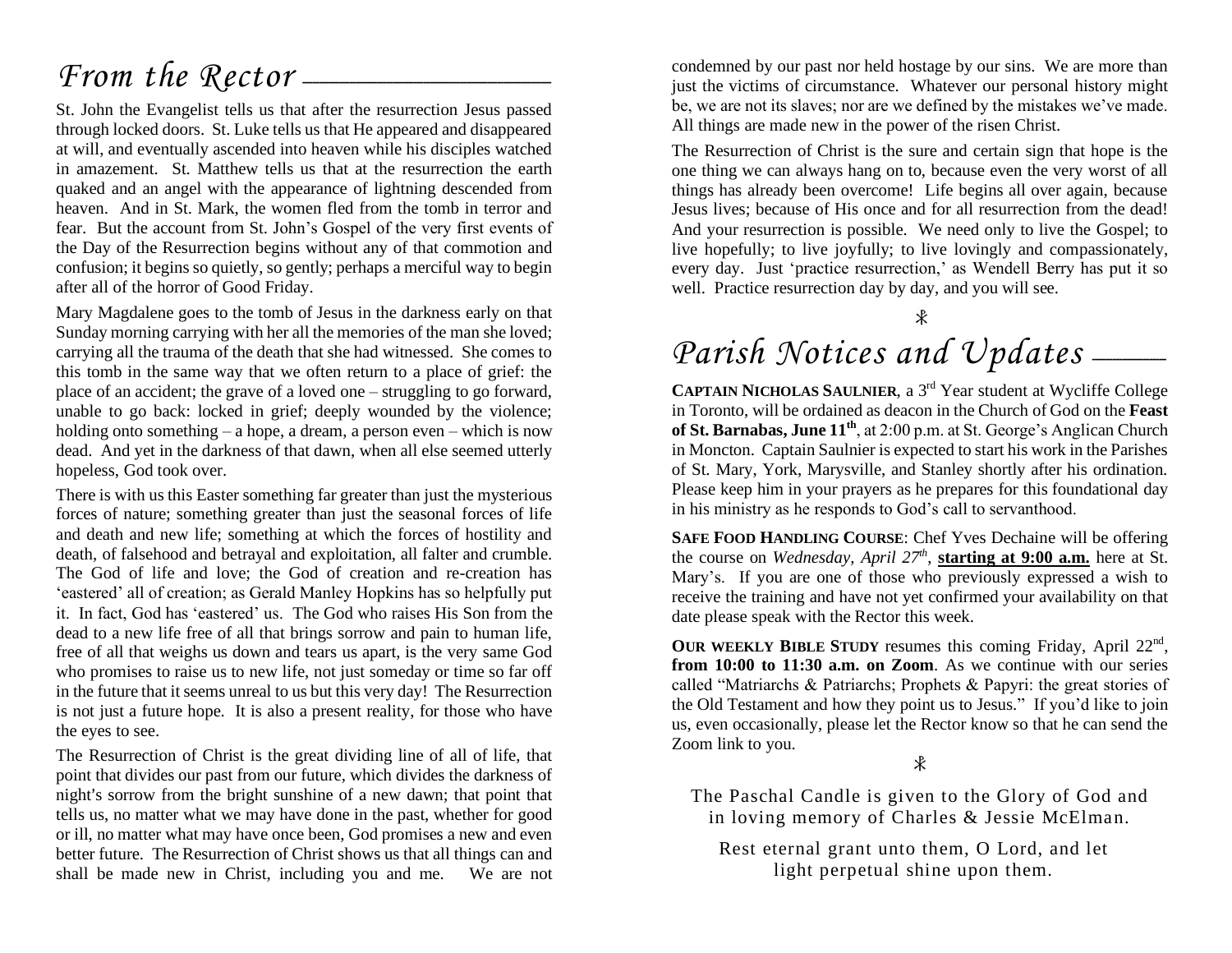## *From the Rector*

St. John the Evangelist tells us that after the resurrection Jesus passed through locked doors. St. Luke tells us that He appeared and disappeared at will, and eventually ascended into heaven while his disciples watched in amazement. St. Matthew tells us that at the resurrection the earth quaked and an angel with the appearance of lightning descended from heaven. And in St. Mark, the women fled from the tomb in terror and fear. But the account from St. John's Gospel of the very first events of the Day of the Resurrection begins without any of that commotion and confusion; it begins so quietly, so gently; perhaps a merciful way to begin after all of the horror of Good Friday.

Mary Magdalene goes to the tomb of Jesus in the darkness early on that Sunday morning carrying with her all the memories of the man she loved; carrying all the trauma of the death that she had witnessed. She comes to this tomb in the same way that we often return to a place of grief: the place of an accident; the grave of a loved one – struggling to go forward, unable to go back: locked in grief; deeply wounded by the violence; holding onto something – a hope, a dream, a person even – which is now dead. And yet in the darkness of that dawn, when all else seemed utterly hopeless, God took over.

There is with us this Easter something far greater than just the mysterious forces of nature; something greater than just the seasonal forces of life and death and new life; something at which the forces of hostility and death, of falsehood and betrayal and exploitation, all falter and crumble. The God of life and love; the God of creation and re-creation has 'eastered' all of creation; as Gerald Manley Hopkins has so helpfully put it. In fact, God has 'eastered' us. The God who raises His Son from the dead to a new life free of all that brings sorrow and pain to human life, free of all that weighs us down and tears us apart, is the very same God who promises to raise us to new life, not just someday or time so far off in the future that it seems unreal to us but this very day! The Resurrection is not just a future hope. It is also a present reality, for those who have the eyes to see.

The Resurrection of Christ is the great dividing line of all of life, that point that divides our past from our future, which divides the darkness of night's sorrow from the bright sunshine of a new dawn; that point that tells us, no matter what we may have done in the past, whether for good or ill, no matter what may have once been, God promises a new and even better future. The Resurrection of Christ shows us that all things can and shall be made new in Christ, including you and me. We are not condemned by our past nor held hostage by our sins. We are more than just the victims of circumstance. Whatever our personal history might be, we are not its slaves; nor are we defined by the mistakes we've made. All things are made new in the power of the risen Christ.

The Resurrection of Christ is the sure and certain sign that hope is the one thing we can always hang on to, because even the very worst of all things has already been overcome! Life begins all over again, because Jesus lives; because of His once and for all resurrection from the dead! And your resurrection is possible. We need only to live the Gospel; to live hopefully; to live joyfully; to live lovingly and compassionately, every day. Just 'practice resurrection,' as Wendell Berry has put it so well. Practice resurrection day by day, and you will see.

☧

## *Parish Notices and Updates*

**CAPTAIN NICHOLAS SAULNIER**, a 3rd Year student at Wycliffe College in Toronto, will be ordained as deacon in the Church of God on the **Feast of St. Barnabas, June 11th**, at 2:00 p.m. at St. George's Anglican Church in Moncton. Captain Saulnier is expected to start his work in the Parishes of St. Mary, York, Marysville, and Stanley shortly after his ordination. Please keep him in your prayers as he prepares for this foundational day in his ministry as he responds to God's call to servanthood.

**SAFE FOOD HANDLING COURSE**: Chef Yves Dechaine will be offering the course on *Wednesday, April 27th*, **starting at 9:00 a.m.** here at St. Mary's. If you are one of those who previously expressed a wish to receive the training and have not yet confirmed your availability on that date please speak with the Rector this week.

**OUR WEEKLY BIBLE STUDY** resumes this coming Friday, April 22nd, **from 10:00 to 11:30 a.m. on Zoom**. As we continue with our series called "Matriarchs & Patriarchs; Prophets & Papyri: the great stories of the Old Testament and how they point us to Jesus." If you'd like to join us, even occasionally, please let the Rector know so that he can send the Zoom link to you.

☧

The Paschal Candle is given to the Glory of God and in loving memory of Charles & Jessie McElman.

Rest eternal grant unto them, O Lord, and let light perpetual shine upon them.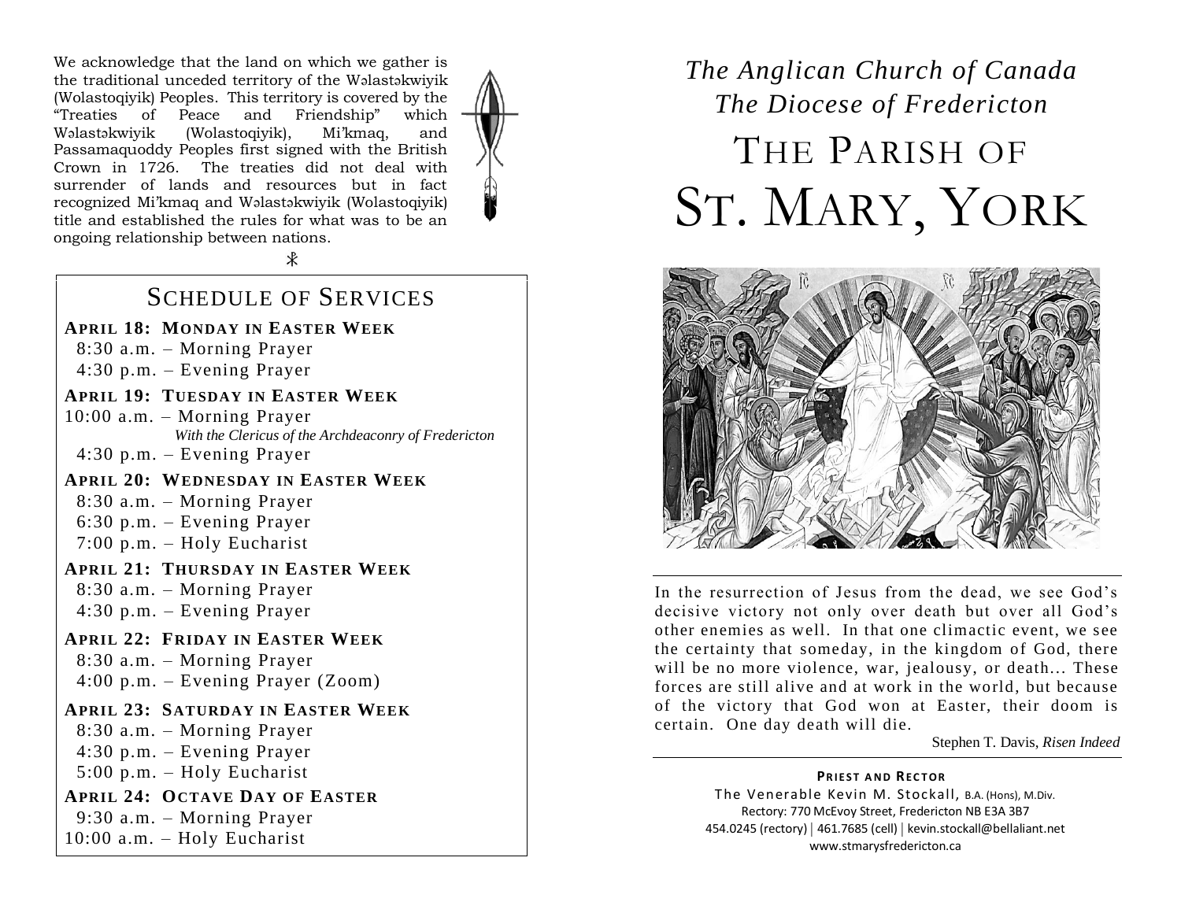We acknowledge that the land on which we gather is the traditional unceded territory of the Wəlastəkwiyik (Wolastoqiyik) Peoples. This territory is covered by the "Treaties of Peace and Friendship" which Wəlastəkwiyik (Wolastoqiyik), Mi'kmaq, and Passamaquoddy Peoples first signed with the British Crown in 1726. The treaties did not deal with surrender of lands and resources but in fact recognized Mi'kmaq and Wəlastəkwiyik (Wolastoqiyik) title and established the rules for what was to be an ongoing relationship between nations.

## SCHEDULE OF SERVICES

**APRIL 18: MONDAY IN EASTER WEEK**
8:30 a.m. – Morning Prayer
4:30 p.m. – Evening Prayer

**APRIL 19: TUESDAY IN EASTER WEEK**
10:00 a.m. – Morning Prayer
*With the Clericus of the Archdeaconry of Fredericton*
4:30 p.m. – Evening Prayer

**APRIL 20: WEDNESDAY IN EASTER WEEK**
8:30 a.m. – Morning Prayer
6:30 p.m. – Evening Prayer
7:00 p.m. – Holy Eucharist

**APRIL 21: THURSDAY IN EASTER WEEK**
8:30 a.m. – Morning Prayer
4:30 p.m. – Evening Prayer

**APRIL 22: FRIDAY IN EASTER WEEK**
8:30 a.m. – Morning Prayer
4:00 p.m. – Evening Prayer (Zoom)

**APRIL 23: SATURDAY IN EASTER WEEK**
8:30 a.m. – Morning Prayer
4:30 p.m. – Evening Prayer
5:00 p.m. – Holy Eucharist

**APRIL 24: OCTAVE DAY OF EASTER**
9:30 a.m. – Morning Prayer
10:00 a.m. – Holy Eucharist

*The Anglican Church of Canada*
*The Diocese of Fredericton*

# THE PARISH OF ST. MARY, YORK

In the resurrection of Jesus from the dead, we see God's decisive victory not only over death but over all God's other enemies as well. In that one climactic event, we see the certainty that someday, in the kingdom of God, there will be no more violence, war, jealousy, or death... These forces are still alive and at work in the world, but because of the victory that God won at Easter, their doom is certain. One day death will die.

Stephen T. Davis, *Risen Indeed*

**PRIEST AND RECTOR**
The Venerable Kevin M. Stockall, B.A. (Hons), M.Div.
Rectory: 770 McEvoy Street, Fredericton NB E3A 3B7
454.0245 (rectory) | 461.7685 (cell) | kevin.stockall@bellaliant.net
www.stmarysfredericton.ca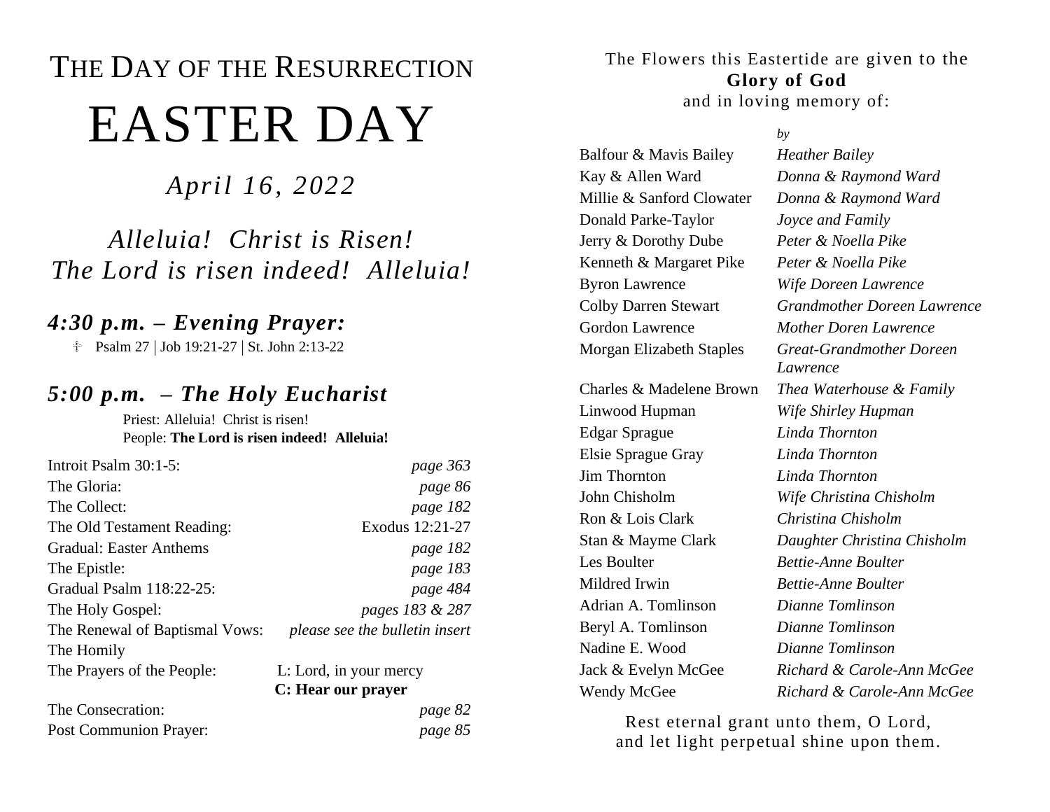# THE DAY OF THE RESURRECTION

# EASTER DAY

*April 16, 2022*

*Alleluia! Christ is Risen!*
*The Lord is risen indeed! Alleluia!*

## *4:30 p.m. – Evening Prayer:*

☩ Psalm 27 | Job 19:21-27 | St. John 2:13-22

## *5:00 p.m. – The Holy Eucharist*

Priest: Alleluia! Christ is risen!
People: **The Lord is risen indeed! Alleluia!**

| | |
|---|---|
| Introit Psalm 30:1-5: | *page 363* |
| The Gloria: | *page 86* |
| The Collect: | *page 182* |
| The Old Testament Reading: | Exodus 12:21-27 |
| Gradual: Easter Anthems | *page 182* |
| The Epistle: | *page 183* |
| Gradual Psalm 118:22-25: | *page 484* |
| The Holy Gospel: | *pages 183 & 287* |
| The Renewal of Baptismal Vows: | *please see the bulletin insert* |
| The Homily | |
| The Prayers of the People: | L: Lord, in your mercy **C: Hear our prayer** |
| The Consecration: | *page 82* |
| Post Communion Prayer: | *page 85* |

The Flowers this Eastertide are given to the
**Glory of God**
and in loving memory of:

| | *by* |
|---|---|
| Balfour & Mavis Bailey | *Heather Bailey* |
| Kay & Allen Ward | *Donna & Raymond Ward* |
| Millie & Sanford Clowater | *Donna & Raymond Ward* |
| Donald Parke-Taylor | *Joyce and Family* |
| Jerry & Dorothy Dube | *Peter & Noella Pike* |
| Kenneth & Margaret Pike | *Peter & Noella Pike* |
| Byron Lawrence | *Wife Doreen Lawrence* |
| Colby Darren Stewart | *Grandmother Doreen Lawrence* |
| Gordon Lawrence | *Mother Doren Lawrence* |
| Morgan Elizabeth Staples | *Great-Grandmother Doreen Lawrence* |
| Charles & Madelene Brown | *Thea Waterhouse & Family* |
| Linwood Hupman | *Wife Shirley Hupman* |
| Edgar Sprague | *Linda Thornton* |
| Elsie Sprague Gray | *Linda Thornton* |
| Jim Thornton | *Linda Thornton* |
| John Chisholm | *Wife Christina Chisholm* |
| Ron & Lois Clark | *Christina Chisholm* |
| Stan & Mayme Clark | *Daughter Christina Chisholm* |
| Les Boulter | *Bettie-Anne Boulter* |
| Mildred Irwin | *Bettie-Anne Boulter* |
| Adrian A. Tomlinson | *Dianne Tomlinson* |
| Beryl A. Tomlinson | *Dianne Tomlinson* |
| Nadine E. Wood | *Dianne Tomlinson* |
| Jack & Evelyn McGee | *Richard & Carole-Ann McGee* |
| Wendy McGee | *Richard & Carole-Ann McGee* |

Rest eternal grant unto them, O Lord,
and let light perpetual shine upon them.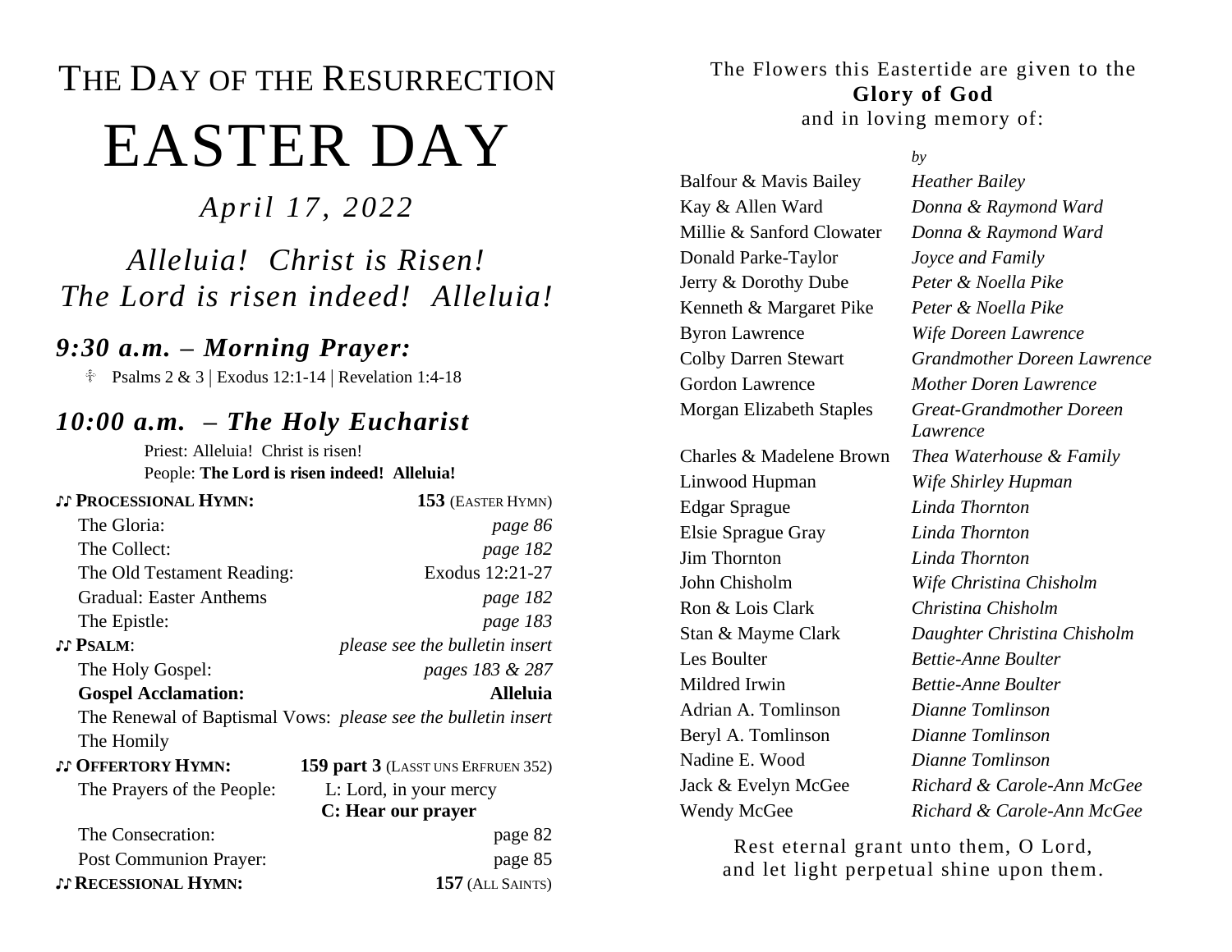# THE DAY OF THE RESURRECTION

# EASTER DAY

*April 17, 2022*

*Alleluia! Christ is Risen!*
*The Lord is risen indeed! Alleluia!*

## *9:30 a.m. – Morning Prayer:*

☩ Psalms 2 & 3 | Exodus 12:1-14 | Revelation 1:4-18

## *10:00 a.m. – The Holy Eucharist*

Priest: Alleluia! Christ is risen!
People: **The Lord is risen indeed! Alleluia!**

| | |
|---|---|
| ♫ **PROCESSIONAL HYMN:** | **153** (EASTER HYMN) |
| The Gloria: | *page 86* |
| The Collect: | *page 182* |
| The Old Testament Reading: | Exodus 12:21-27 |
| Gradual: Easter Anthems | *page 182* |
| The Epistle: | *page 183* |
| ♫ **PSALM**: | *please see the bulletin insert* |
| The Holy Gospel: | *pages 183 & 287* |
| **Gospel Acclamation:** | **Alleluia** |
| The Renewal of Baptismal Vows: | *please see the bulletin insert* |
| The Homily | |
| ♫ **OFFERTORY HYMN:** | **159 part 3** (LASST UNS ERFRUEN 352) |
| The Prayers of the People: | L: Lord, in your mercy **C: Hear our prayer** |
| The Consecration: | page 82 |
| Post Communion Prayer: | page 85 |
| ♫ **RECESSIONAL HYMN:** | **157** (ALL SAINTS) |

The Flowers this Eastertide are given to the
**Glory of God**
and in loving memory of:

| | *by* |
|---|---|
| Balfour & Mavis Bailey | *Heather Bailey* |
| Kay & Allen Ward | *Donna & Raymond Ward* |
| Millie & Sanford Clowater | *Donna & Raymond Ward* |
| Donald Parke-Taylor | *Joyce and Family* |
| Jerry & Dorothy Dube | *Peter & Noella Pike* |
| Kenneth & Margaret Pike | *Peter & Noella Pike* |
| Byron Lawrence | *Wife Doreen Lawrence* |
| Colby Darren Stewart | *Grandmother Doreen Lawrence* |
| Gordon Lawrence | *Mother Doren Lawrence* |
| Morgan Elizabeth Staples | *Great-Grandmother Doreen Lawrence* |
| Charles & Madelene Brown | *Thea Waterhouse & Family* |
| Linwood Hupman | *Wife Shirley Hupman* |
| Edgar Sprague | *Linda Thornton* |
| Elsie Sprague Gray | *Linda Thornton* |
| Jim Thornton | *Linda Thornton* |
| John Chisholm | *Wife Christina Chisholm* |
| Ron & Lois Clark | *Christina Chisholm* |
| Stan & Mayme Clark | *Daughter Christina Chisholm* |
| Les Boulter | *Bettie-Anne Boulter* |
| Mildred Irwin | *Bettie-Anne Boulter* |
| Adrian A. Tomlinson | *Dianne Tomlinson* |
| Beryl A. Tomlinson | *Dianne Tomlinson* |
| Nadine E. Wood | *Dianne Tomlinson* |
| Jack & Evelyn McGee | *Richard & Carole-Ann McGee* |
| Wendy McGee | *Richard & Carole-Ann McGee* |

Rest eternal grant unto them, O Lord,
and let light perpetual shine upon them.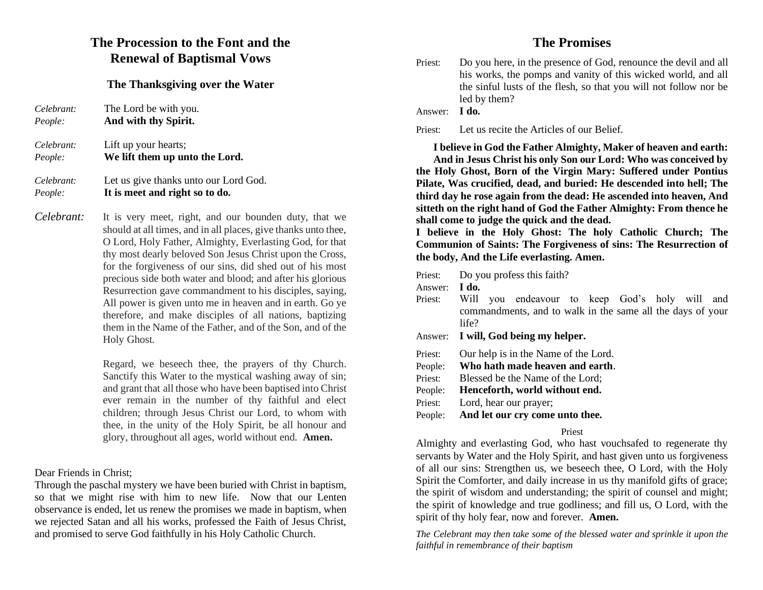## The Procession to the Font and the Renewal of Baptismal Vows

### The Thanksgiving over the Water

*Celebrant:* The Lord be with you.
*People:* **And with thy Spirit.**

*Celebrant:* Lift up your hearts;
*People:* **We lift them up unto the Lord.**

*Celebrant:* Let us give thanks unto our Lord God.
*People:* **It is meet and right so to do.**

*Celebrant:* It is very meet, right, and our bounden duty, that we should at all times, and in all places, give thanks unto thee, O Lord, Holy Father, Almighty, Everlasting God, for that thy most dearly beloved Son Jesus Christ upon the Cross, for the forgiveness of our sins, did shed out of his most precious side both water and blood; and after his glorious Resurrection gave commandment to his disciples, saying, All power is given unto me in heaven and in earth. Go ye therefore, and make disciples of all nations, baptizing them in the Name of the Father, and of the Son, and of the Holy Ghost.

Regard, we beseech thee, the prayers of thy Church. Sanctify this Water to the mystical washing away of sin; and grant that all those who have been baptised into Christ ever remain in the number of thy faithful and elect children; through Jesus Christ our Lord, to whom with thee, in the unity of the Holy Spirit, be all honour and glory, throughout all ages, world without end. **Amen.**

Dear Friends in Christ;
Through the paschal mystery we have been buried with Christ in baptism, so that we might rise with him to new life. Now that our Lenten observance is ended, let us renew the promises we made in baptism, when we rejected Satan and all his works, professed the Faith of Jesus Christ, and promised to serve God faithfully in his Holy Catholic Church.

## The Promises

Priest: Do you here, in the presence of God, renounce the devil and all his works, the pomps and vanity of this wicked world, and all the sinful lusts of the flesh, so that you will not follow nor be led by them?
Answer: **I do.**

Priest: Let us recite the Articles of our Belief.

**I believe in God the Father Almighty, Maker of heaven and earth:
And in Jesus Christ his only Son our Lord: Who was conceived by the Holy Ghost, Born of the Virgin Mary: Suffered under Pontius Pilate, Was crucified, dead, and buried: He descended into hell; The third day he rose again from the dead: He ascended into heaven, And sitteth on the right hand of God the Father Almighty: From thence he shall come to judge the quick and the dead.
I believe in the Holy Ghost: The holy Catholic Church; The Communion of Saints: The Forgiveness of sins: The Resurrection of the body, And the Life everlasting. Amen.**

Priest: Do you profess this faith?
Answer: **I do.**
Priest: Will you endeavour to keep God's holy will and commandments, and to walk in the same all the days of your life?
Answer: **I will, God being my helper.**

Priest: Our help is in the Name of the Lord.
People: **Who hath made heaven and earth**.
Priest: Blessed be the Name of the Lord;
People: **Henceforth, world without end.**
Priest: Lord, hear our prayer;
People: **And let our cry come unto thee.**

Priest

Almighty and everlasting God, who hast vouchsafed to regenerate thy servants by Water and the Holy Spirit, and hast given unto us forgiveness of all our sins: Strengthen us, we beseech thee, O Lord, with the Holy Spirit the Comforter, and daily increase in us thy manifold gifts of grace; the spirit of wisdom and understanding; the spirit of counsel and might; the spirit of knowledge and true godliness; and fill us, O Lord, with the spirit of thy holy fear, now and forever. **Amen.**

*The Celebrant may then take some of the blessed water and sprinkle it upon the faithful in remembrance of their baptism*